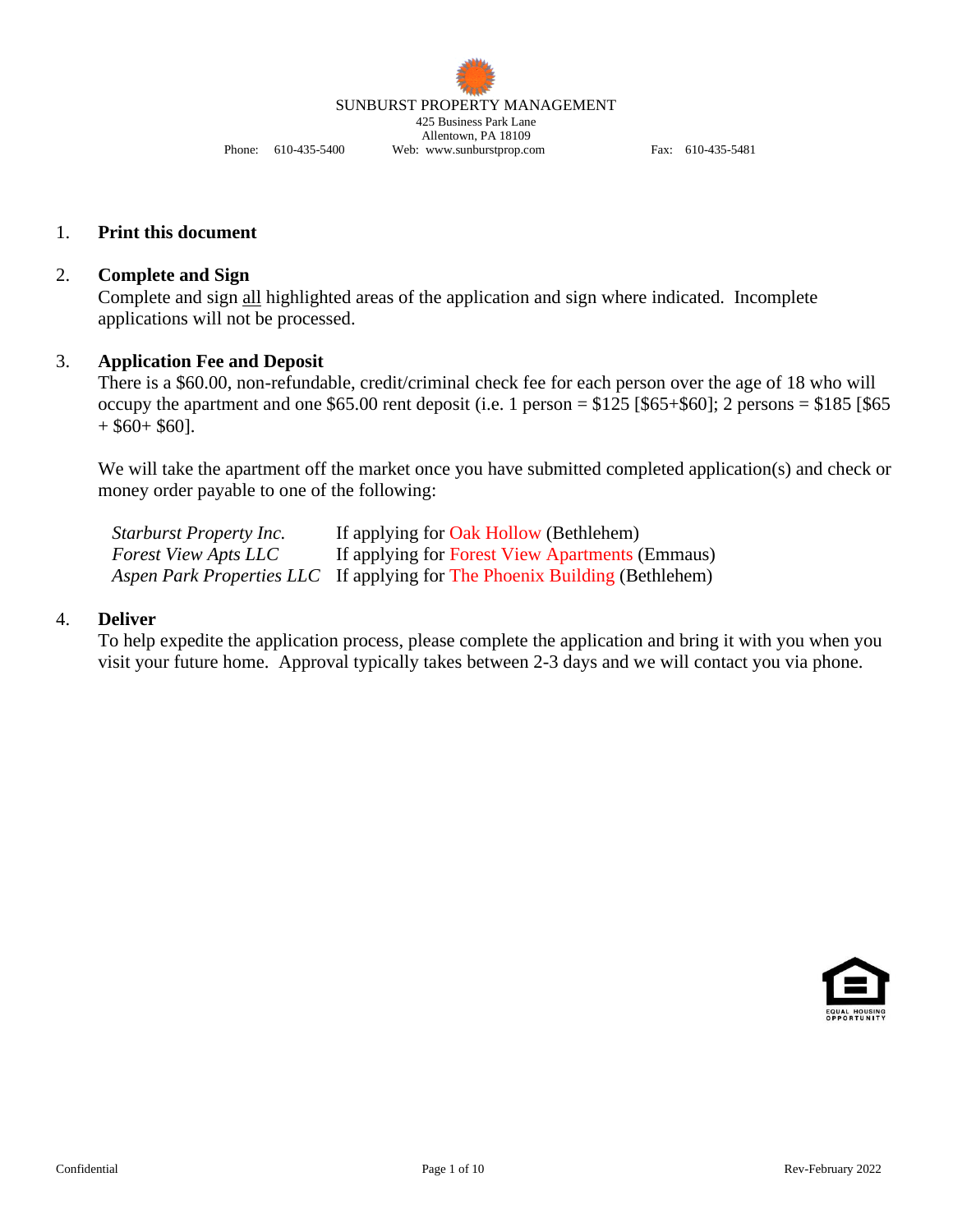SUNBURST PROPERTY MANAGEMENT
425 Business Park Lane
Allentown, PA 18109
Phone: 610-435-5400 Web: www.sunburstprop.com Fax: 610-435-5481

1. **Print this document**

2. **Complete and Sign**
   Complete and sign all highlighted areas of the application and sign where indicated. Incomplete applications will not be processed.

3. **Application Fee and Deposit**
   There is a $60.00, non-refundable, credit/criminal check fee for each person over the age of 18 who will occupy the apartment and one $65.00 rent deposit (i.e. 1 person = $125 [$65+$60]; 2 persons = $185 [$65 + $60+ $60].

   We will take the apartment off the market once you have submitted completed application(s) and check or money order payable to one of the following:

   | | |
   |---|---|
   | *Starburst Property Inc.* | If applying for Oak Hollow (Bethlehem) |
   | *Forest View Apts LLC* | If applying for Forest View Apartments (Emmaus) |
   | *Aspen Park Properties LLC* | If applying for The Phoenix Building (Bethlehem) |

4. **Deliver**
   To help expedite the application process, please complete the application and bring it with you when you visit your future home. Approval typically takes between 2-3 days and we will contact you via phone.

EQUAL HOUSING OPPORTUNITY

Confidential Rev-February 2022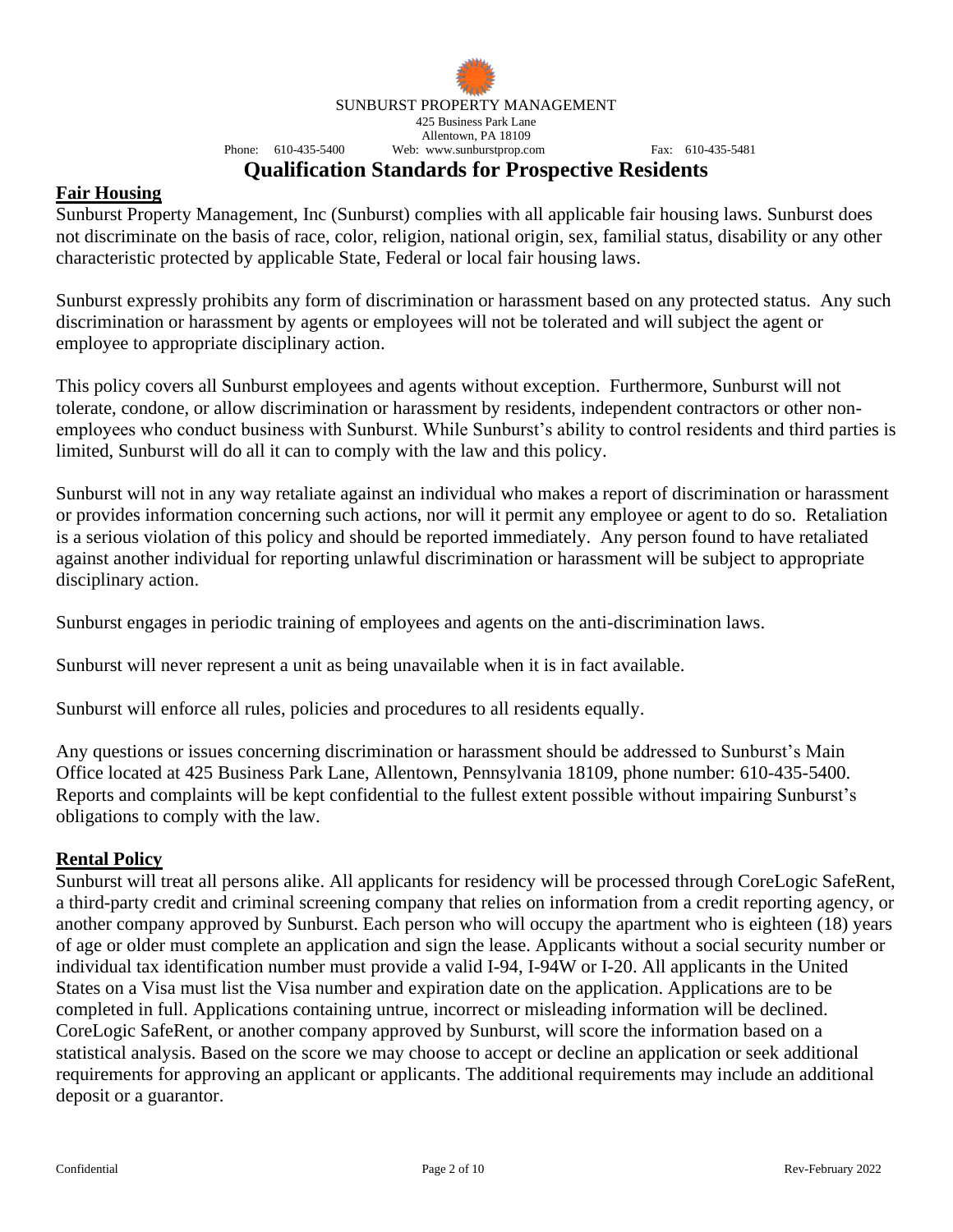SUNBURST PROPERTY MANAGEMENT
425 Business Park Lane
Allentown, PA 18109
Phone: 610-435-5400 Web: www.sunburstprop.com Fax: 610-435-5481

# Qualification Standards for Prospective Residents

## Fair Housing

Sunburst Property Management, Inc (Sunburst) complies with all applicable fair housing laws. Sunburst does not discriminate on the basis of race, color, religion, national origin, sex, familial status, disability or any other characteristic protected by applicable State, Federal or local fair housing laws.

Sunburst expressly prohibits any form of discrimination or harassment based on any protected status. Any such discrimination or harassment by agents or employees will not be tolerated and will subject the agent or employee to appropriate disciplinary action.

This policy covers all Sunburst employees and agents without exception. Furthermore, Sunburst will not tolerate, condone, or allow discrimination or harassment by residents, independent contractors or other non-employees who conduct business with Sunburst. While Sunburst's ability to control residents and third parties is limited, Sunburst will do all it can to comply with the law and this policy.

Sunburst will not in any way retaliate against an individual who makes a report of discrimination or harassment or provides information concerning such actions, nor will it permit any employee or agent to do so. Retaliation is a serious violation of this policy and should be reported immediately. Any person found to have retaliated against another individual for reporting unlawful discrimination or harassment will be subject to appropriate disciplinary action.

Sunburst engages in periodic training of employees and agents on the anti-discrimination laws.

Sunburst will never represent a unit as being unavailable when it is in fact available.

Sunburst will enforce all rules, policies and procedures to all residents equally.

Any questions or issues concerning discrimination or harassment should be addressed to Sunburst's Main Office located at 425 Business Park Lane, Allentown, Pennsylvania 18109, phone number: 610-435-5400. Reports and complaints will be kept confidential to the fullest extent possible without impairing Sunburst's obligations to comply with the law.

## Rental Policy

Sunburst will treat all persons alike. All applicants for residency will be processed through CoreLogic SafeRent, a third-party credit and criminal screening company that relies on information from a credit reporting agency, or another company approved by Sunburst. Each person who will occupy the apartment who is eighteen (18) years of age or older must complete an application and sign the lease. Applicants without a social security number or individual tax identification number must provide a valid I-94, I-94W or I-20. All applicants in the United States on a Visa must list the Visa number and expiration date on the application. Applications are to be completed in full. Applications containing untrue, incorrect or misleading information will be declined. CoreLogic SafeRent, or another company approved by Sunburst, will score the information based on a statistical analysis. Based on the score we may choose to accept or decline an application or seek additional requirements for approving an applicant or applicants. The additional requirements may include an additional deposit or a guarantor.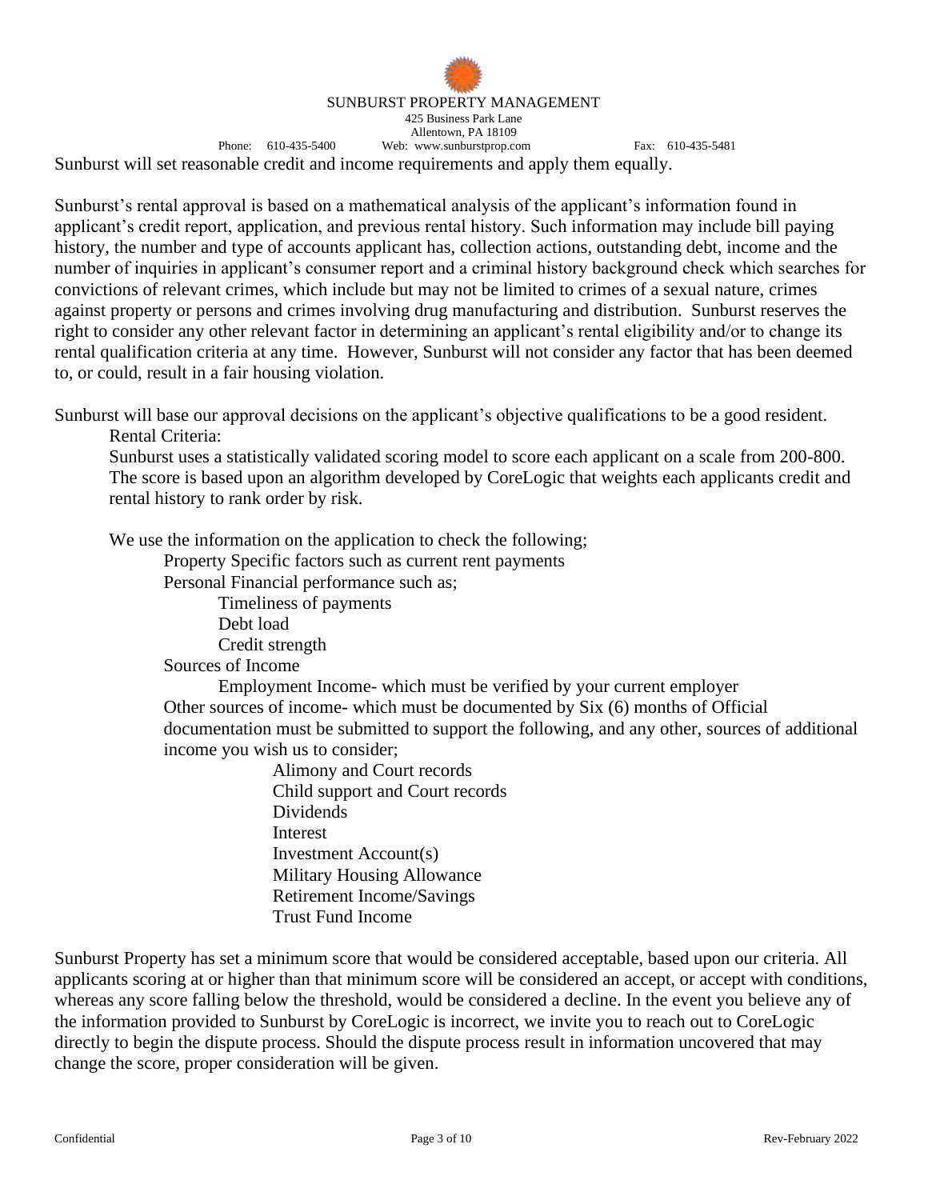Sunburst will set reasonable credit and income requirements and apply them equally.

Sunburst's rental approval is based on a mathematical analysis of the applicant's information found in applicant's credit report, application, and previous rental history. Such information may include bill paying history, the number and type of accounts applicant has, collection actions, outstanding debt, income and the number of inquiries in applicant's consumer report and a criminal history background check which searches for convictions of relevant crimes, which include but may not be limited to crimes of a sexual nature, crimes against property or persons and crimes involving drug manufacturing and distribution. Sunburst reserves the right to consider any other relevant factor in determining an applicant's rental eligibility and/or to change its rental qualification criteria at any time. However, Sunburst will not consider any factor that has been deemed to, or could, result in a fair housing violation.

Sunburst will base our approval decisions on the applicant's objective qualifications to be a good resident.

Rental Criteria:

Sunburst uses a statistically validated scoring model to score each applicant on a scale from 200-800. The score is based upon an algorithm developed by CoreLogic that weights each applicants credit and rental history to rank order by risk.

We use the information on the application to check the following;

- Property Specific factors such as current rent payments
- Personal Financial performance such as;
  - Timeliness of payments
  - Debt load
  - Credit strength
- Sources of Income
  - Employment Income- which must be verified by your current employer
- Other sources of income- which must be documented by Six (6) months of Official documentation must be submitted to support the following, and any other, sources of additional income you wish us to consider;
  - Alimony and Court records
  - Child support and Court records
  - Dividends
  - Interest
  - Investment Account(s)
  - Military Housing Allowance
  - Retirement Income/Savings
  - Trust Fund Income

Sunburst Property has set a minimum score that would be considered acceptable, based upon our criteria. All applicants scoring at or higher than that minimum score will be considered an accept, or accept with conditions, whereas any score falling below the threshold, would be considered a decline. In the event you believe any of the information provided to Sunburst by CoreLogic is incorrect, we invite you to reach out to CoreLogic directly to begin the dispute process. Should the dispute process result in information uncovered that may change the score, proper consideration will be given.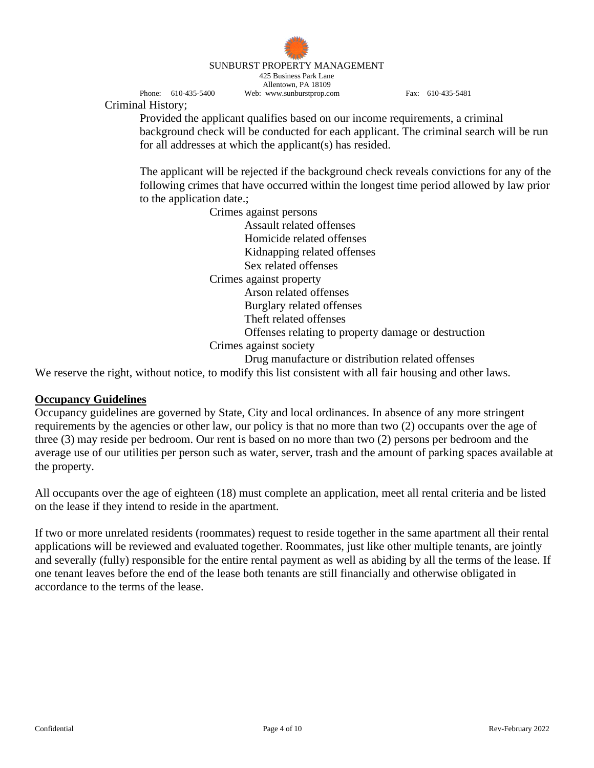Criminal History;

Provided the applicant qualifies based on our income requirements, a criminal background check will be conducted for each applicant. The criminal search will be run for all addresses at which the applicant(s) has resided.

The applicant will be rejected if the background check reveals convictions for any of the following crimes that have occurred within the longest time period allowed by law prior to the application date.;

- Crimes against persons
  - Assault related offenses
  - Homicide related offenses
  - Kidnapping related offenses
  - Sex related offenses
- Crimes against property
  - Arson related offenses
  - Burglary related offenses
  - Theft related offenses
  - Offenses relating to property damage or destruction
- Crimes against society
  - Drug manufacture or distribution related offenses

We reserve the right, without notice, to modify this list consistent with all fair housing and other laws.

## Occupancy Guidelines

Occupancy guidelines are governed by State, City and local ordinances. In absence of any more stringent requirements by the agencies or other law, our policy is that no more than two (2) occupants over the age of three (3) may reside per bedroom. Our rent is based on no more than two (2) persons per bedroom and the average use of our utilities per person such as water, server, trash and the amount of parking spaces available at the property.

All occupants over the age of eighteen (18) must complete an application, meet all rental criteria and be listed on the lease if they intend to reside in the apartment.

If two or more unrelated residents (roommates) request to reside together in the same apartment all their rental applications will be reviewed and evaluated together. Roommates, just like other multiple tenants, are jointly and severally (fully) responsible for the entire rental payment as well as abiding by all the terms of the lease. If one tenant leaves before the end of the lease both tenants are still financially and otherwise obligated in accordance to the terms of the lease.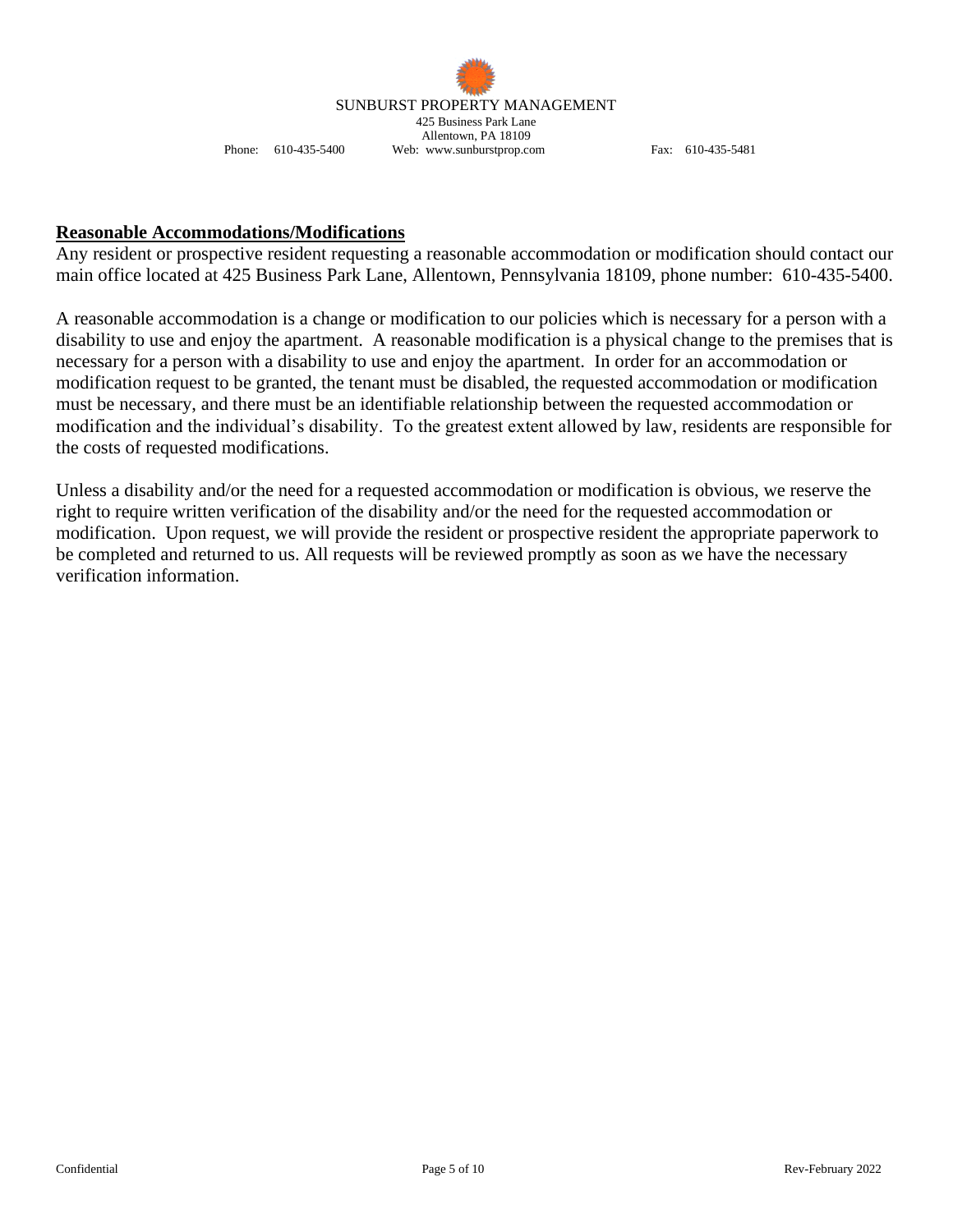## Reasonable Accommodations/Modifications

Any resident or prospective resident requesting a reasonable accommodation or modification should contact our main office located at 425 Business Park Lane, Allentown, Pennsylvania 18109, phone number: 610-435-5400.

A reasonable accommodation is a change or modification to our policies which is necessary for a person with a disability to use and enjoy the apartment. A reasonable modification is a physical change to the premises that is necessary for a person with a disability to use and enjoy the apartment. In order for an accommodation or modification request to be granted, the tenant must be disabled, the requested accommodation or modification must be necessary, and there must be an identifiable relationship between the requested accommodation or modification and the individual's disability. To the greatest extent allowed by law, residents are responsible for the costs of requested modifications.

Unless a disability and/or the need for a requested accommodation or modification is obvious, we reserve the right to require written verification of the disability and/or the need for the requested accommodation or modification. Upon request, we will provide the resident or prospective resident the appropriate paperwork to be completed and returned to us. All requests will be reviewed promptly as soon as we have the necessary verification information.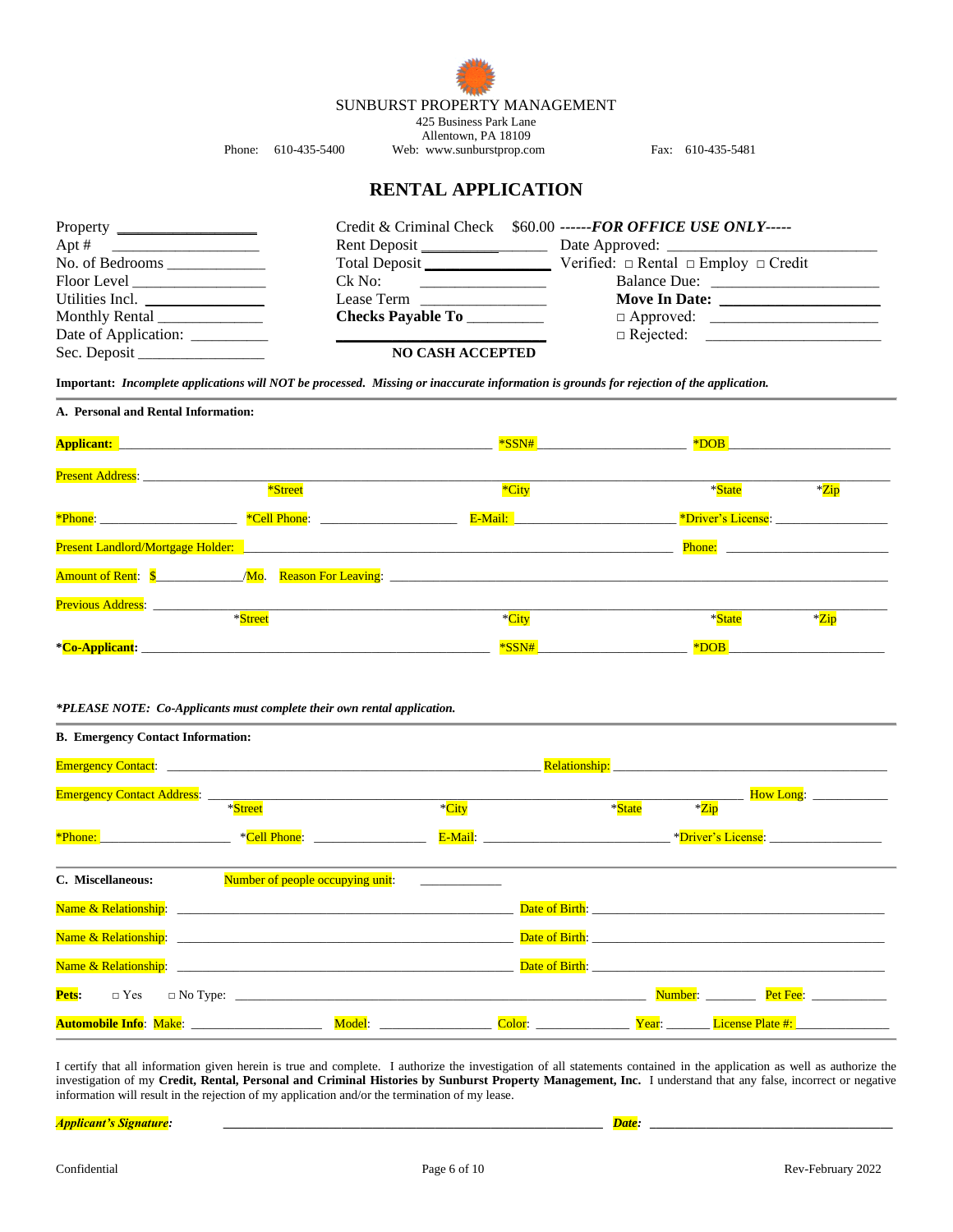SUNBURST PROPERTY MANAGEMENT
425 Business Park Lane
Allentown, PA 18109

Phone: 610-435-5400 Web: www.sunburstprop.com Fax: 610-435-5481

# RENTAL APPLICATION

Property ________________
Apt # ________________
No. of Bedrooms ____________
Floor Level ________________
Utilities Incl. ________________
Monthly Rental ____________
Date of Application: __________
Sec. Deposit ________________

Credit & Criminal Check $60.00
Rent Deposit ________________
Total Deposit ________________
Ck No: ________________
Lease Term ________________
**Checks Payable To** __________

**NO CASH ACCEPTED**

------***FOR OFFICE USE ONLY***-----
Date Approved: ________________________
Verified: □ Rental □ Employ □ Credit
Balance Due: ______________________
**Move In Date:** ____________________
□ Approved: ______________________
□ Rejected: ______________________

**Important:** ***Incomplete applications will NOT be processed. Missing or inaccurate information is grounds for rejection of the application.***

**A. Personal and Rental Information:**

**Applicant:** ____________________________________ *SSN# ________________ *DOB ________________

Present Address: ______________________________________________________________
*Street *City *State *Zip

*Phone: ________________ *Cell Phone: ________________ E-Mail: ________________ *Driver's License: ________________

Present Landlord/Mortgage Holder: ________________________________________ Phone: ________________

Amount of Rent: $____________/Mo. Reason For Leaving: ________________________________________

Previous Address: ______________________________________________________________
*Street *City *State *Zip

***Co-Applicant:** ____________________________________ *SSN# ________________ *DOB ________________

***PLEASE NOTE: Co-Applicants must complete their own rental application.***

**B. Emergency Contact Information:**

Emergency Contact: ________________________________________ Relationship: ________________________

Emergency Contact Address: ________________________________________________ How Long: __________
*Street *City *State *Zip

*Phone: ________________ *Cell Phone: ________________ E-Mail: ________________ *Driver's License: ________________

**C. Miscellaneous:** Number of people occupying unit: __________

Name & Relationship: ________________________________________ Date of Birth: ________________________

Name & Relationship: ________________________________________ Date of Birth: ________________________

Name & Relationship: ________________________________________ Date of Birth: ________________________

**Pets:** □ Yes □ No Type: ________________________________________ Number: ________ Pet Fee: __________

**Automobile Info**: Make: ________________ Model: ________________ Color: ____________ Year: ______ License Plate #: ____________

I certify that all information given herein is true and complete. I authorize the investigation of all statements contained in the application as well as authorize the investigation of my **Credit, Rental, Personal and Criminal Histories by Sunburst Property Management, Inc.** I understand that any false, incorrect or negative information will result in the rejection of my application and/or the termination of my lease.

***Applicant's Signature:*** ________________________________________ ***Date:*** ________________________

Confidential Rev-February 2022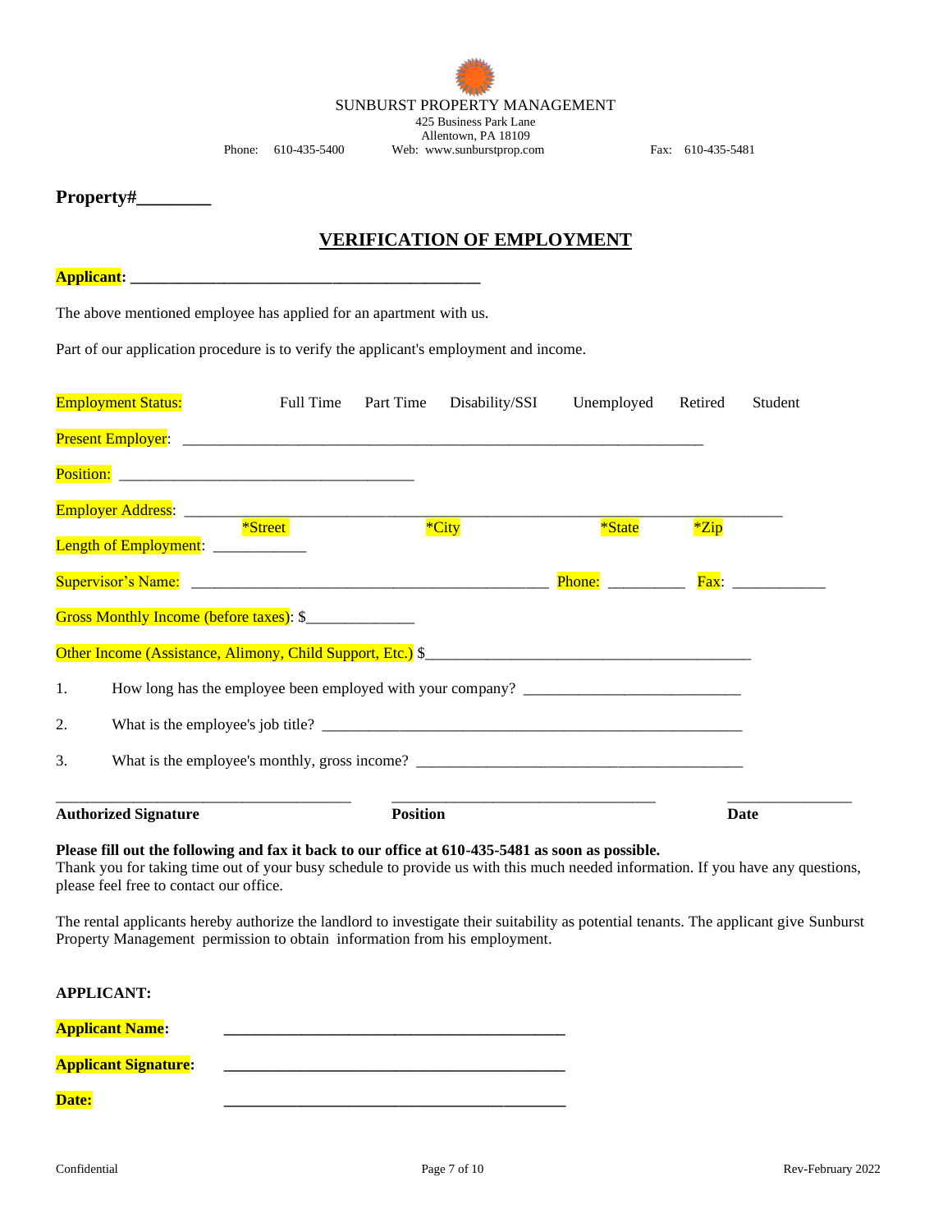SUNBURST PROPERTY MANAGEMENT
425 Business Park Lane
Allentown, PA 18109
Phone: 610-435-5400 Web: www.sunburstprop.com Fax: 610-435-5481

**Property#________**

## VERIFICATION OF EMPLOYMENT

**Applicant: ___________________________________________**

The above mentioned employee has applied for an apartment with us.

Part of our application procedure is to verify the applicant's employment and income.

Employment Status: Full Time Part Time Disability/SSI Unemployed Retired Student

Present Employer: ________________________________________________________________

Position: ____________________________________

Employer Address: ________________________________________________________________________
*Street *City *State *Zip

Length of Employment: ___________

Supervisor's Name: _____________________________________________ Phone: _________ Fax: ___________

Gross Monthly Income (before taxes): $_____________

Other Income (Assistance, Alimony, Child Support, Etc.) $________________________________________

1. How long has the employee been employed with your company? ___________________________

2. What is the employee's job title? _____________________________________________________

3. What is the employee's monthly, gross income? _______________________________________

_____________________________________ _________________________________ _______________
**Authorized Signature** **Position** **Date**

**Please fill out the following and fax it back to our office at 610-435-5481 as soon as possible.**
Thank you for taking time out of your busy schedule to provide us with this much needed information. If you have any questions, please feel free to contact our office.

The rental applicants hereby authorize the landlord to investigate their suitability as potential tenants. The applicant give Sunburst Property Management permission to obtain information from his employment.

**APPLICANT:**

**Applicant Name:** ___________________________________________

**Applicant Signature:** ___________________________________________

**Date:** ___________________________________________

Confidential Rev-February 2022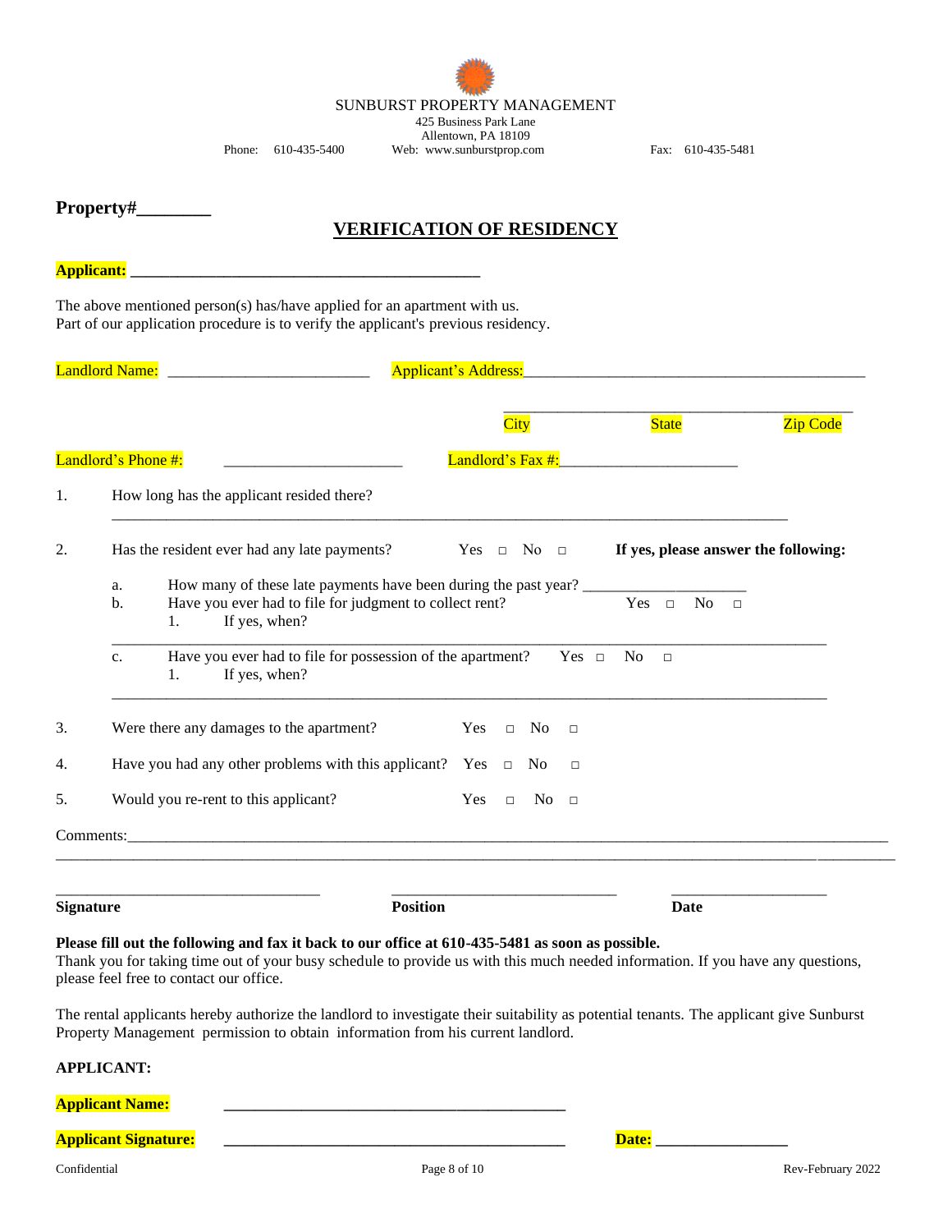SUNBURST PROPERTY MANAGEMENT
425 Business Park Lane
Allentown, PA 18109
Phone: 610-435-5400    Web: www.sunburstprop.com    Fax: 610-435-5481

**Property#________**

# VERIFICATION OF RESIDENCY

**Applicant:** ____________________________________________

The above mentioned person(s) has/have applied for an apartment with us.
Part of our application procedure is to verify the applicant's previous residency.

Landlord Name: _________________________ Applicant's Address:_____________________________________________

_____________________________________________
City    State    Zip Code

Landlord's Phone #: ______________________ Landlord's Fax #:______________________

1. How long has the applicant resided there?
   ____________________________________________________________________________________

2. Has the resident ever had any late payments? Yes □ No □ **If yes, please answer the following:**
   a. How many of these late payments have been during the past year? ____________________
   b. Have you ever had to file for judgment to collect rent? Yes □ No □
      1. If yes, when?
      ____________________________________________________________________________________
   c. Have you ever had to file for possession of the apartment? Yes □ No □
      1. If yes, when?
      ____________________________________________________________________________________

3. Were there any damages to the apartment? Yes □ No □

4. Have you had any other problems with this applicant? Yes □ No □

5. Would you re-rent to this applicant? Yes □ No □

Comments:_____________________________________________________________________________________________
______________________________________________________________________________________________________

_________________________________    ____________________________    ____________________
**Signature**    **Position**    **Date**

**Please fill out the following and fax it back to our office at 610-435-5481 as soon as possible.**
Thank you for taking time out of your busy schedule to provide us with this much needed information. If you have any questions, please feel free to contact our office.

The rental applicants hereby authorize the landlord to investigate their suitability as potential tenants. The applicant give Sunburst Property Management permission to obtain information from his current landlord.

**APPLICANT:**

**Applicant Name:** ____________________________________________

**Applicant Signature:** ____________________________________________ **Date:** ________________

Confidential    Rev-February 2022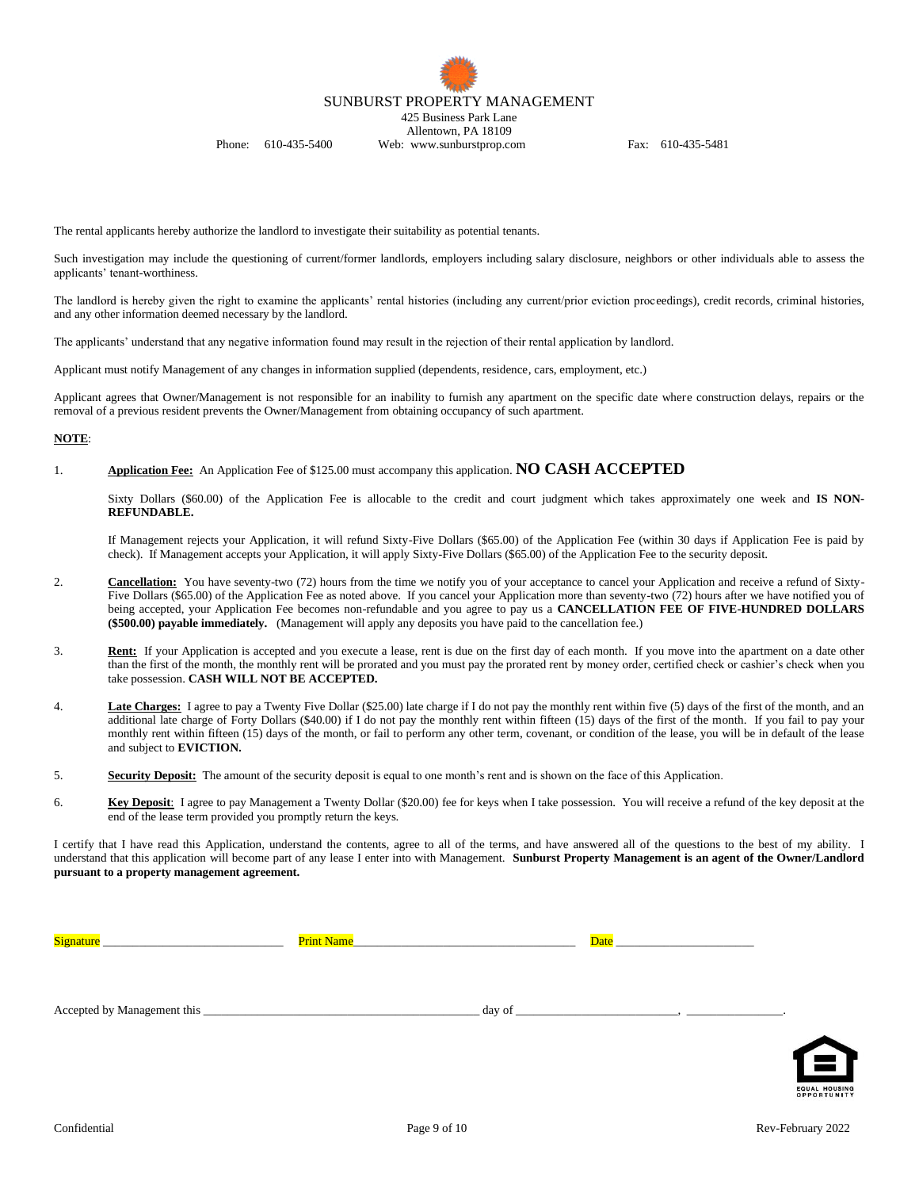SUNBURST PROPERTY MANAGEMENT

425 Business Park Lane
Allentown, PA 18109

Phone: 610-435-5400 Web: www.sunburstprop.com Fax: 610-435-5481

The rental applicants hereby authorize the landlord to investigate their suitability as potential tenants.

Such investigation may include the questioning of current/former landlords, employers including salary disclosure, neighbors or other individuals able to assess the applicants' tenant-worthiness.

The landlord is hereby given the right to examine the applicants' rental histories (including any current/prior eviction proceedings), credit records, criminal histories, and any other information deemed necessary by the landlord.

The applicants' understand that any negative information found may result in the rejection of their rental application by landlord.

Applicant must notify Management of any changes in information supplied (dependents, residence, cars, employment, etc.)

Applicant agrees that Owner/Management is not responsible for an inability to furnish any apartment on the specific date where construction delays, repairs or the removal of a previous resident prevents the Owner/Management from obtaining occupancy of such apartment.

**NOTE**:

1. **Application Fee:** An Application Fee of $125.00 must accompany this application. **NO CASH ACCEPTED**

   Sixty Dollars ($60.00) of the Application Fee is allocable to the credit and court judgment which takes approximately one week and **IS NON-REFUNDABLE.**

   If Management rejects your Application, it will refund Sixty-Five Dollars ($65.00) of the Application Fee (within 30 days if Application Fee is paid by check). If Management accepts your Application, it will apply Sixty-Five Dollars ($65.00) of the Application Fee to the security deposit.

2. **Cancellation:** You have seventy-two (72) hours from the time we notify you of your acceptance to cancel your Application and receive a refund of Sixty-Five Dollars ($65.00) of the Application Fee as noted above. If you cancel your Application more than seventy-two (72) hours after we have notified you of being accepted, your Application Fee becomes non-refundable and you agree to pay us a **CANCELLATION FEE OF FIVE-HUNDRED DOLLARS ($500.00) payable immediately.** (Management will apply any deposits you have paid to the cancellation fee.)

3. **Rent:** If your Application is accepted and you execute a lease, rent is due on the first day of each month. If you move into the apartment on a date other than the first of the month, the monthly rent will be prorated and you must pay the prorated rent by money order, certified check or cashier's check when you take possession. **CASH WILL NOT BE ACCEPTED.**

4. **Late Charges:** I agree to pay a Twenty Five Dollar ($25.00) late charge if I do not pay the monthly rent within five (5) days of the first of the month, and an additional late charge of Forty Dollars ($40.00) if I do not pay the monthly rent within fifteen (15) days of the first of the month. If you fail to pay your monthly rent within fifteen (15) days of the month, or fail to perform any other term, covenant, or condition of the lease, you will be in default of the lease and subject to **EVICTION.**

5. **Security Deposit:** The amount of the security deposit is equal to one month's rent and is shown on the face of this Application.

6. **Key Deposit**: I agree to pay Management a Twenty Dollar ($20.00) fee for keys when I take possession. You will receive a refund of the key deposit at the end of the lease term provided you promptly return the keys.

I certify that I have read this Application, understand the contents, agree to all of the terms, and have answered all of the questions to the best of my ability. I understand that this application will become part of any lease I enter into with Management. **Sunburst Property Management is an agent of the Owner/Landlord pursuant to a property management agreement.**

Signature ______________________________ Print Name ____________________________________ Date ______________________

Accepted by Management this _____________________________________________ day of __________________________, ________________.

EQUAL HOUSING OPPORTUNITY

Confidential

Rev-February 2022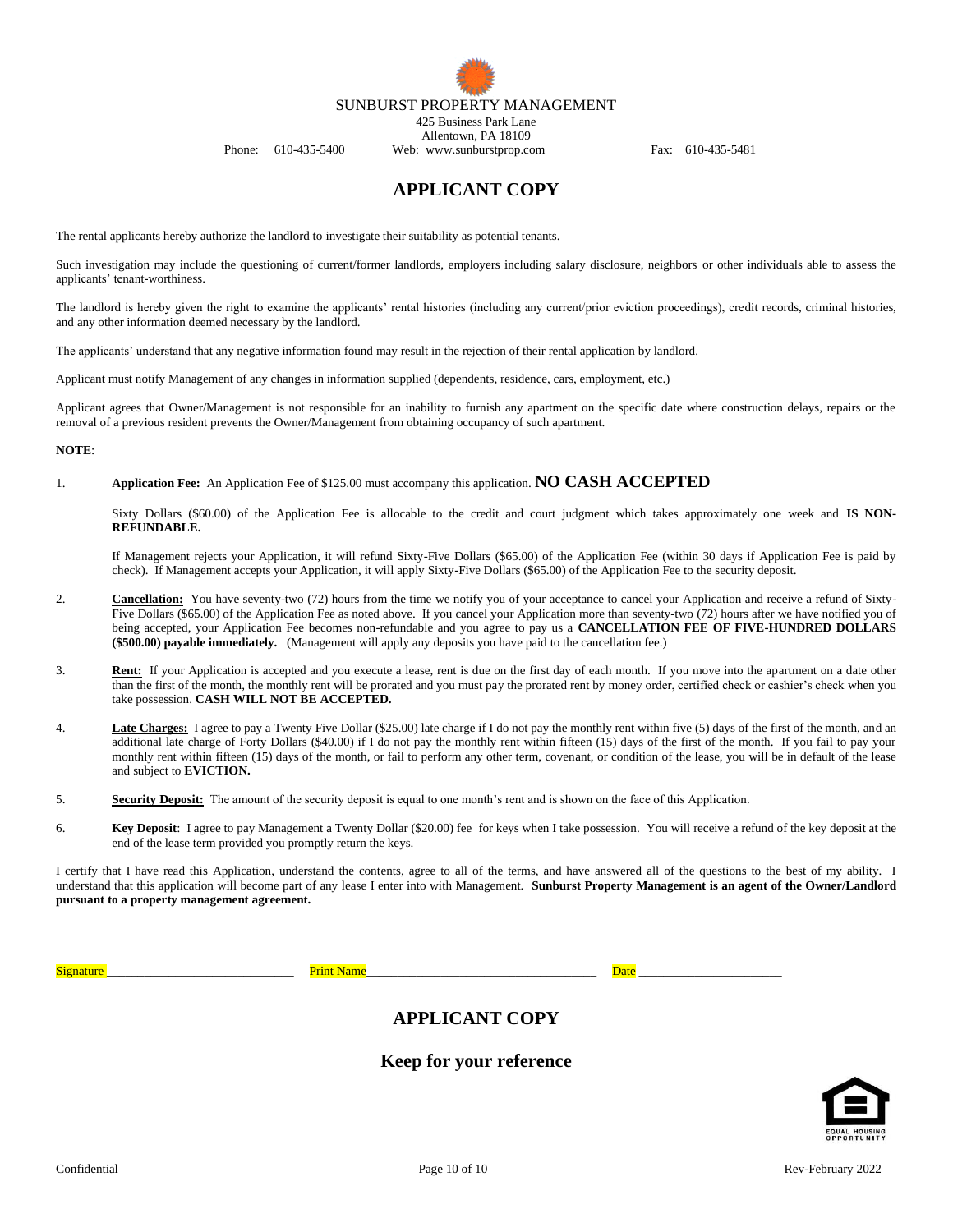SUNBURST PROPERTY MANAGEMENT

425 Business Park Lane
Allentown, PA 18109

Phone: 610-435-5400 Web: www.sunburstprop.com Fax: 610-435-5481

# APPLICANT COPY

The rental applicants hereby authorize the landlord to investigate their suitability as potential tenants.

Such investigation may include the questioning of current/former landlords, employers including salary disclosure, neighbors or other individuals able to assess the applicants' tenant-worthiness.

The landlord is hereby given the right to examine the applicants' rental histories (including any current/prior eviction proceedings), credit records, criminal histories, and any other information deemed necessary by the landlord.

The applicants' understand that any negative information found may result in the rejection of their rental application by landlord.

Applicant must notify Management of any changes in information supplied (dependents, residence, cars, employment, etc.)

Applicant agrees that Owner/Management is not responsible for an inability to furnish any apartment on the specific date where construction delays, repairs or the removal of a previous resident prevents the Owner/Management from obtaining occupancy of such apartment.

**NOTE**:

1. **Application Fee:** An Application Fee of $125.00 must accompany this application. **NO CASH ACCEPTED**

   Sixty Dollars ($60.00) of the Application Fee is allocable to the credit and court judgment which takes approximately one week and **IS NON-REFUNDABLE.**

   If Management rejects your Application, it will refund Sixty-Five Dollars ($65.00) of the Application Fee (within 30 days if Application Fee is paid by check). If Management accepts your Application, it will apply Sixty-Five Dollars ($65.00) of the Application Fee to the security deposit.

2. **Cancellation:** You have seventy-two (72) hours from the time we notify you of your acceptance to cancel your Application and receive a refund of Sixty-Five Dollars ($65.00) of the Application Fee as noted above. If you cancel your Application more than seventy-two (72) hours after we have notified you of being accepted, your Application Fee becomes non-refundable and you agree to pay us a **CANCELLATION FEE OF FIVE-HUNDRED DOLLARS ($500.00) payable immediately.** (Management will apply any deposits you have paid to the cancellation fee.)

3. **Rent:** If your Application is accepted and you execute a lease, rent is due on the first day of each month. If you move into the apartment on a date other than the first of the month, the monthly rent will be prorated and you must pay the prorated rent by money order, certified check or cashier's check when you take possession. **CASH WILL NOT BE ACCEPTED.**

4. **Late Charges:** I agree to pay a Twenty Five Dollar ($25.00) late charge if I do not pay the monthly rent within five (5) days of the first of the month, and an additional late charge of Forty Dollars ($40.00) if I do not pay the monthly rent within fifteen (15) days of the first of the month. If you fail to pay your monthly rent within fifteen (15) days of the month, or fail to perform any other term, covenant, or condition of the lease, you will be in default of the lease and subject to **EVICTION.**

5. **Security Deposit:** The amount of the security deposit is equal to one month's rent and is shown on the face of this Application.

6. **Key Deposit**: I agree to pay Management a Twenty Dollar ($20.00) fee for keys when I take possession. You will receive a refund of the key deposit at the end of the lease term provided you promptly return the keys.

I certify that I have read this Application, understand the contents, agree to all of the terms, and have answered all of the questions to the best of my ability. I understand that this application will become part of any lease I enter into with Management. **Sunburst Property Management is an agent of the Owner/Landlord pursuant to a property management agreement.**

Signature ____________________________ Print Name ___________________________________ Date _____________________

# APPLICANT COPY

## Keep for your reference

EQUAL HOUSING OPPORTUNITY

Confidential Rev-February 2022